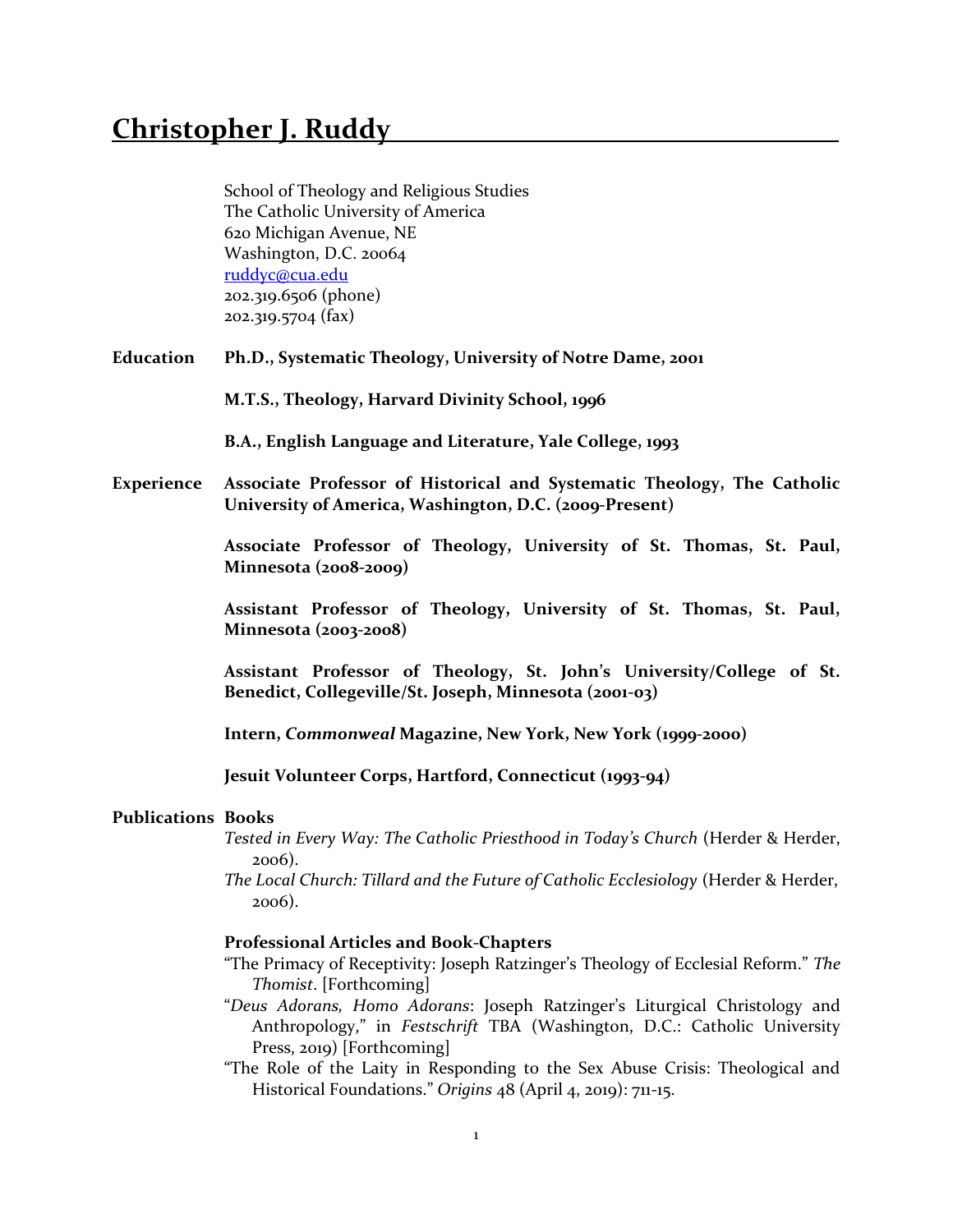# Christopher J. Ruddy

School of Theology and Religious Studies
The Catholic University of America
620 Michigan Avenue, NE
Washington, D.C. 20064
ruddyc@cua.edu
202.319.6506 (phone)
202.319.5704 (fax)

## Education

**Ph.D., Systematic Theology, University of Notre Dame, 2001**

**M.T.S., Theology, Harvard Divinity School, 1996**

**B.A., English Language and Literature, Yale College, 1993**

## Experience

**Associate Professor of Historical and Systematic Theology, The Catholic University of America, Washington, D.C. (2009-Present)**

**Associate Professor of Theology, University of St. Thomas, St. Paul, Minnesota (2008-2009)**

**Assistant Professor of Theology, University of St. Thomas, St. Paul, Minnesota (2003-2008)**

**Assistant Professor of Theology, St. John's University/College of St. Benedict, Collegeville/St. Joseph, Minnesota (2001-03)**

**Intern, *Commonweal* Magazine, New York, New York (1999-2000)**

**Jesuit Volunteer Corps, Hartford, Connecticut (1993-94)**

## Publications

### Books

*Tested in Every Way: The Catholic Priesthood in Today's Church* (Herder & Herder, 2006).

*The Local Church: Tillard and the Future of Catholic Ecclesiology* (Herder & Herder, 2006).

### Professional Articles and Book-Chapters

"The Primacy of Receptivity: Joseph Ratzinger's Theology of Ecclesial Reform." *The Thomist*. [Forthcoming]

"*Deus Adorans, Homo Adorans*: Joseph Ratzinger's Liturgical Christology and Anthropology," in *Festschrift* TBA (Washington, D.C.: Catholic University Press, 2019) [Forthcoming]

"The Role of the Laity in Responding to the Sex Abuse Crisis: Theological and Historical Foundations." *Origins* 48 (April 4, 2019): 711-15.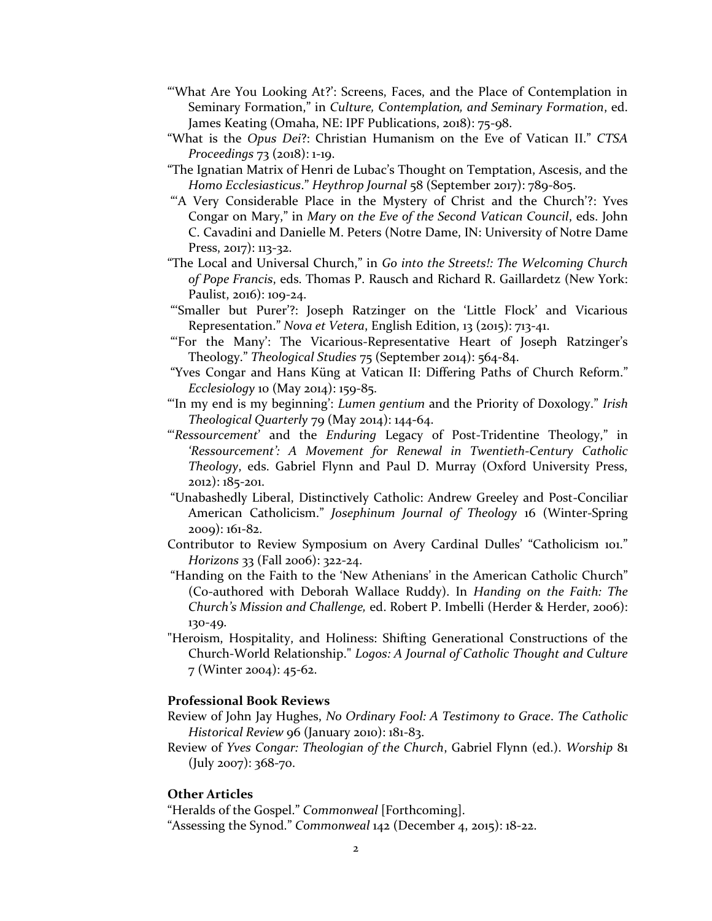"'What Are You Looking At?': Screens, Faces, and the Place of Contemplation in Seminary Formation," in *Culture, Contemplation, and Seminary Formation*, ed. James Keating (Omaha, NE: IPF Publications, 2018): 75-98.

"What is the *Opus Dei*?: Christian Humanism on the Eve of Vatican II." *CTSA Proceedings* 73 (2018): 1-19.

"The Ignatian Matrix of Henri de Lubac's Thought on Temptation, Ascesis, and the *Homo Ecclesiasticus*." *Heythrop Journal* 58 (September 2017): 789-805.

"'A Very Considerable Place in the Mystery of Christ and the Church'?: Yves Congar on Mary," in *Mary on the Eve of the Second Vatican Council*, eds. John C. Cavadini and Danielle M. Peters (Notre Dame, IN: University of Notre Dame Press, 2017): 113-32.

"The Local and Universal Church," in *Go into the Streets!: The Welcoming Church of Pope Francis*, eds. Thomas P. Rausch and Richard R. Gaillardetz (New York: Paulist, 2016): 109-24.

"'Smaller but Purer'?: Joseph Ratzinger on the 'Little Flock' and Vicarious Representation." *Nova et Vetera*, English Edition, 13 (2015): 713-41.

"'For the Many': The Vicarious-Representative Heart of Joseph Ratzinger's Theology." *Theological Studies* 75 (September 2014): 564-84.

"Yves Congar and Hans Küng at Vatican II: Differing Paths of Church Reform." *Ecclesiology* 10 (May 2014): 159-85.

"'In my end is my beginning': *Lumen gentium* and the Priority of Doxology." *Irish Theological Quarterly* 79 (May 2014): 144-64.

"'*Ressourcement*' and the *Enduring* Legacy of Post-Tridentine Theology," in *'Ressourcement': A Movement for Renewal in Twentieth-Century Catholic Theology*, eds. Gabriel Flynn and Paul D. Murray (Oxford University Press, 2012): 185-201.

"Unabashedly Liberal, Distinctively Catholic: Andrew Greeley and Post-Conciliar American Catholicism." *Josephinum Journal of Theology* 16 (Winter-Spring 2009): 161-82.

Contributor to Review Symposium on Avery Cardinal Dulles' "Catholicism 101." *Horizons* 33 (Fall 2006): 322-24.

"Handing on the Faith to the 'New Athenians' in the American Catholic Church" (Co-authored with Deborah Wallace Ruddy). In *Handing on the Faith: The Church's Mission and Challenge,* ed. Robert P. Imbelli (Herder & Herder, 2006): 130-49.

"Heroism, Hospitality, and Holiness: Shifting Generational Constructions of the Church-World Relationship." *Logos: A Journal of Catholic Thought and Culture* 7 (Winter 2004): 45-62.

**Professional Book Reviews**

Review of John Jay Hughes, *No Ordinary Fool: A Testimony to Grace*. *The Catholic Historical Review* 96 (January 2010): 181-83.

Review of *Yves Congar: Theologian of the Church*, Gabriel Flynn (ed.). *Worship* 81 (July 2007): 368-70.

**Other Articles**

"Heralds of the Gospel." *Commonweal* [Forthcoming].

"Assessing the Synod." *Commonweal* 142 (December 4, 2015): 18-22.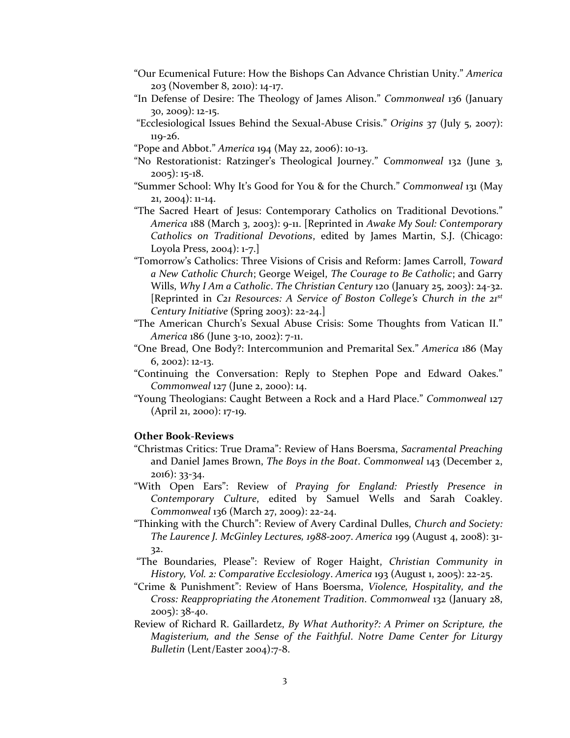"Our Ecumenical Future: How the Bishops Can Advance Christian Unity." *America* 203 (November 8, 2010): 14-17.

"In Defense of Desire: The Theology of James Alison." *Commonweal* 136 (January 30, 2009): 12-15.

"Ecclesiological Issues Behind the Sexual-Abuse Crisis." *Origins* 37 (July 5, 2007): 119-26.

"Pope and Abbot." *America* 194 (May 22, 2006): 10-13.

"No Restorationist: Ratzinger's Theological Journey." *Commonweal* 132 (June 3, 2005): 15-18.

"Summer School: Why It's Good for You & for the Church." *Commonweal* 131 (May 21, 2004): 11-14.

"The Sacred Heart of Jesus: Contemporary Catholics on Traditional Devotions." *America* 188 (March 3, 2003): 9-11. [Reprinted in *Awake My Soul: Contemporary Catholics on Traditional Devotions*, edited by James Martin, S.J. (Chicago: Loyola Press, 2004): 1-7.]

"Tomorrow's Catholics: Three Visions of Crisis and Reform: James Carroll, *Toward a New Catholic Church*; George Weigel, *The Courage to Be Catholic*; and Garry Wills, *Why I Am a Catholic*. *The Christian Century* 120 (January 25, 2003): 24-32. [Reprinted in *C21 Resources: A Service of Boston College's Church in the 21st Century Initiative* (Spring 2003): 22-24.]

"The American Church's Sexual Abuse Crisis: Some Thoughts from Vatican II." *America* 186 (June 3-10, 2002): 7-11.

"One Bread, One Body?: Intercommunion and Premarital Sex." *America* 186 (May 6, 2002): 12-13.

"Continuing the Conversation: Reply to Stephen Pope and Edward Oakes." *Commonweal* 127 (June 2, 2000): 14.

"Young Theologians: Caught Between a Rock and a Hard Place." *Commonweal* 127 (April 21, 2000): 17-19.

**Other Book-Reviews**

"Christmas Critics: True Drama": Review of Hans Boersma, *Sacramental Preaching* and Daniel James Brown, *The Boys in the Boat*. *Commonweal* 143 (December 2, 2016): 33-34.

"With Open Ears": Review of *Praying for England: Priestly Presence in Contemporary Culture*, edited by Samuel Wells and Sarah Coakley. *Commonweal* 136 (March 27, 2009): 22-24.

"Thinking with the Church": Review of Avery Cardinal Dulles, *Church and Society: The Laurence J. McGinley Lectures, 1988-2007*. *America* 199 (August 4, 2008): 31-32.

"The Boundaries, Please": Review of Roger Haight, *Christian Community in History, Vol. 2: Comparative Ecclesiology*. *America* 193 (August 1, 2005): 22-25.

"Crime & Punishment": Review of Hans Boersma, *Violence, Hospitality, and the Cross: Reappropriating the Atonement Tradition*. *Commonweal* 132 (January 28, 2005): 38-40.

Review of Richard R. Gaillardetz, *By What Authority?: A Primer on Scripture, the Magisterium, and the Sense of the Faithful*. *Notre Dame Center for Liturgy Bulletin* (Lent/Easter 2004):7-8.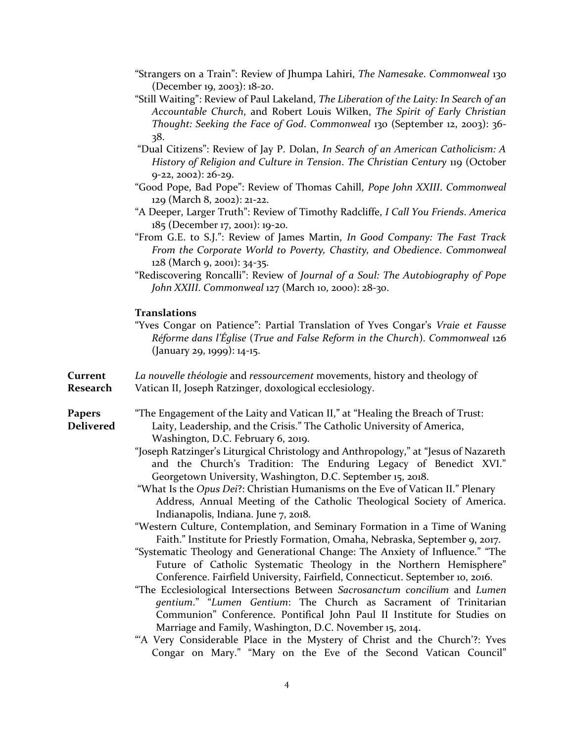"Strangers on a Train": Review of Jhumpa Lahiri, *The Namesake*. *Commonweal* 130 (December 19, 2003): 18-20.

"Still Waiting": Review of Paul Lakeland, *The Liberation of the Laity: In Search of an Accountable Church*, and Robert Louis Wilken, *The Spirit of Early Christian Thought: Seeking the Face of God*. *Commonweal* 130 (September 12, 2003): 36-38.

"Dual Citizens": Review of Jay P. Dolan, *In Search of an American Catholicism: A History of Religion and Culture in Tension*. *The Christian Century* 119 (October 9-22, 2002): 26-29.

"Good Pope, Bad Pope": Review of Thomas Cahill, *Pope John XXIII*. *Commonweal* 129 (March 8, 2002): 21-22.

"A Deeper, Larger Truth": Review of Timothy Radcliffe, *I Call You Friends*. *America* 185 (December 17, 2001): 19-20.

"From G.E. to S.J.": Review of James Martin, *In Good Company: The Fast Track From the Corporate World to Poverty, Chastity, and Obedience*. *Commonweal* 128 (March 9, 2001): 34-35.

"Rediscovering Roncalli": Review of *Journal of a Soul: The Autobiography of Pope John XXIII*. *Commonweal* 127 (March 10, 2000): 28-30.

### Translations

"Yves Congar on Patience": Partial Translation of Yves Congar's *Vraie et Fausse Réforme dans l'Église* (*True and False Reform in the Church*). *Commonweal* 126 (January 29, 1999): 14-15.

## Current Research

*La nouvelle théologie* and *ressourcement* movements, history and theology of Vatican II, Joseph Ratzinger, doxological ecclesiology.

## Papers Delivered

"The Engagement of the Laity and Vatican II," at "Healing the Breach of Trust: Laity, Leadership, and the Crisis." The Catholic University of America, Washington, D.C. February 6, 2019.

"Joseph Ratzinger's Liturgical Christology and Anthropology," at "Jesus of Nazareth and the Church's Tradition: The Enduring Legacy of Benedict XVI." Georgetown University, Washington, D.C. September 15, 2018.

"What Is the *Opus Dei*?: Christian Humanisms on the Eve of Vatican II." Plenary Address, Annual Meeting of the Catholic Theological Society of America. Indianapolis, Indiana. June 7, 2018.

"Western Culture, Contemplation, and Seminary Formation in a Time of Waning Faith." Institute for Priestly Formation, Omaha, Nebraska, September 9, 2017.

"Systematic Theology and Generational Change: The Anxiety of Influence." "The Future of Catholic Systematic Theology in the Northern Hemisphere" Conference. Fairfield University, Fairfield, Connecticut. September 10, 2016.

"The Ecclesiological Intersections Between *Sacrosanctum concilium* and *Lumen gentium*." "*Lumen Gentium*: The Church as Sacrament of Trinitarian Communion" Conference. Pontifical John Paul II Institute for Studies on Marriage and Family, Washington, D.C. November 15, 2014.

"'A Very Considerable Place in the Mystery of Christ and the Church'?: Yves Congar on Mary." "Mary on the Eve of the Second Vatican Council"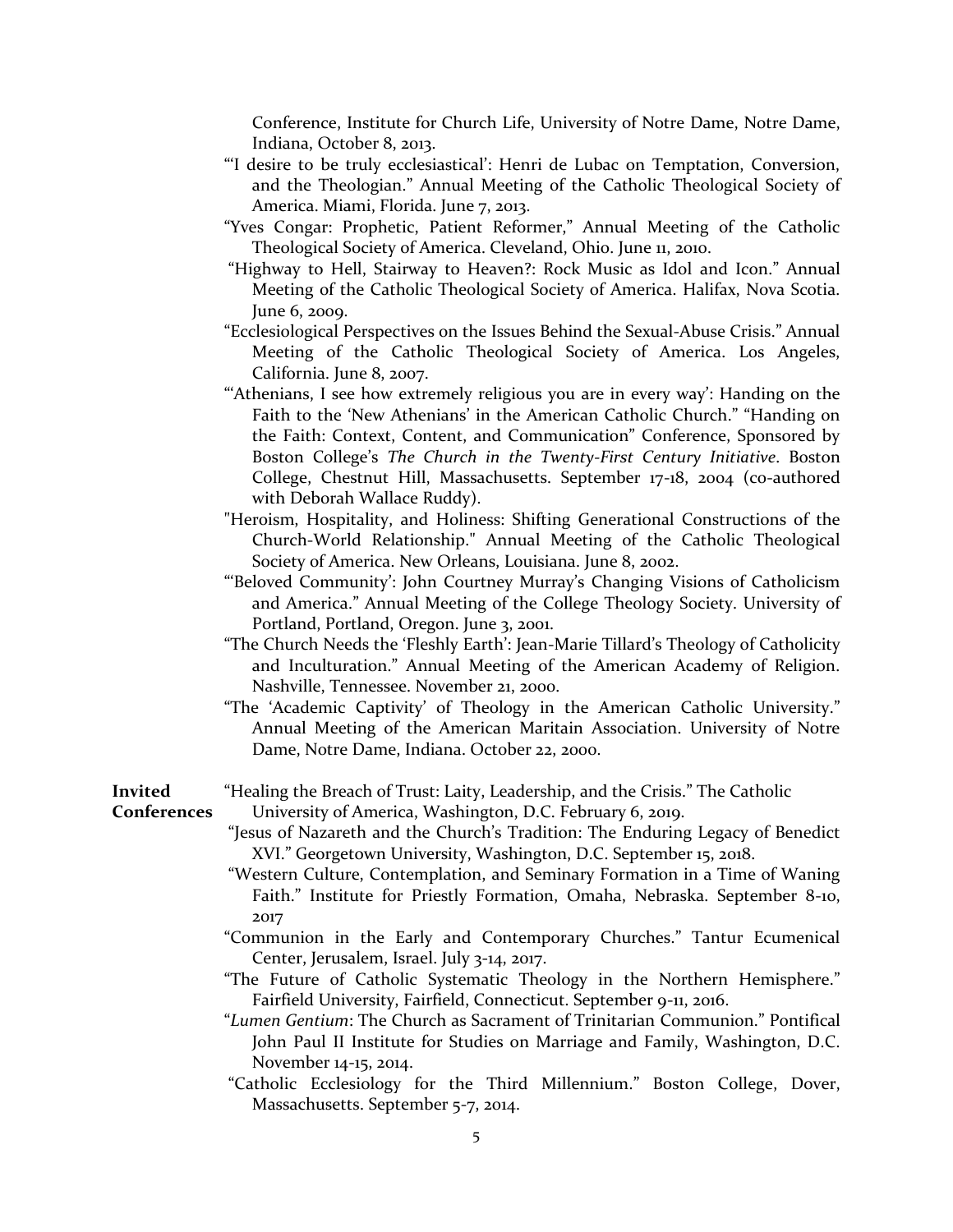Conference, Institute for Church Life, University of Notre Dame, Notre Dame, Indiana, October 8, 2013.

"'I desire to be truly ecclesiastical': Henri de Lubac on Temptation, Conversion, and the Theologian." Annual Meeting of the Catholic Theological Society of America. Miami, Florida. June 7, 2013.

"Yves Congar: Prophetic, Patient Reformer," Annual Meeting of the Catholic Theological Society of America. Cleveland, Ohio. June 11, 2010.

"Highway to Hell, Stairway to Heaven?: Rock Music as Idol and Icon." Annual Meeting of the Catholic Theological Society of America. Halifax, Nova Scotia. June 6, 2009.

"Ecclesiological Perspectives on the Issues Behind the Sexual-Abuse Crisis." Annual Meeting of the Catholic Theological Society of America. Los Angeles, California. June 8, 2007.

"'Athenians, I see how extremely religious you are in every way': Handing on the Faith to the 'New Athenians' in the American Catholic Church." "Handing on the Faith: Context, Content, and Communication" Conference, Sponsored by Boston College's *The Church in the Twenty-First Century Initiative*. Boston College, Chestnut Hill, Massachusetts. September 17-18, 2004 (co-authored with Deborah Wallace Ruddy).

"Heroism, Hospitality, and Holiness: Shifting Generational Constructions of the Church-World Relationship." Annual Meeting of the Catholic Theological Society of America. New Orleans, Louisiana. June 8, 2002.

"'Beloved Community': John Courtney Murray's Changing Visions of Catholicism and America." Annual Meeting of the College Theology Society. University of Portland, Portland, Oregon. June 3, 2001.

"The Church Needs the 'Fleshly Earth': Jean-Marie Tillard's Theology of Catholicity and Inculturation." Annual Meeting of the American Academy of Religion. Nashville, Tennessee. November 21, 2000.

"The 'Academic Captivity' of Theology in the American Catholic University." Annual Meeting of the American Maritain Association. University of Notre Dame, Notre Dame, Indiana. October 22, 2000.

**Invited Conferences**

"Healing the Breach of Trust: Laity, Leadership, and the Crisis." The Catholic University of America, Washington, D.C. February 6, 2019.

"Jesus of Nazareth and the Church's Tradition: The Enduring Legacy of Benedict XVI." Georgetown University, Washington, D.C. September 15, 2018.

"Western Culture, Contemplation, and Seminary Formation in a Time of Waning Faith." Institute for Priestly Formation, Omaha, Nebraska. September 8-10, 2017

"Communion in the Early and Contemporary Churches." Tantur Ecumenical Center, Jerusalem, Israel. July 3-14, 2017.

"The Future of Catholic Systematic Theology in the Northern Hemisphere." Fairfield University, Fairfield, Connecticut. September 9-11, 2016.

"*Lumen Gentium*: The Church as Sacrament of Trinitarian Communion." Pontifical John Paul II Institute for Studies on Marriage and Family, Washington, D.C. November 14-15, 2014.

"Catholic Ecclesiology for the Third Millennium." Boston College, Dover, Massachusetts. September 5-7, 2014.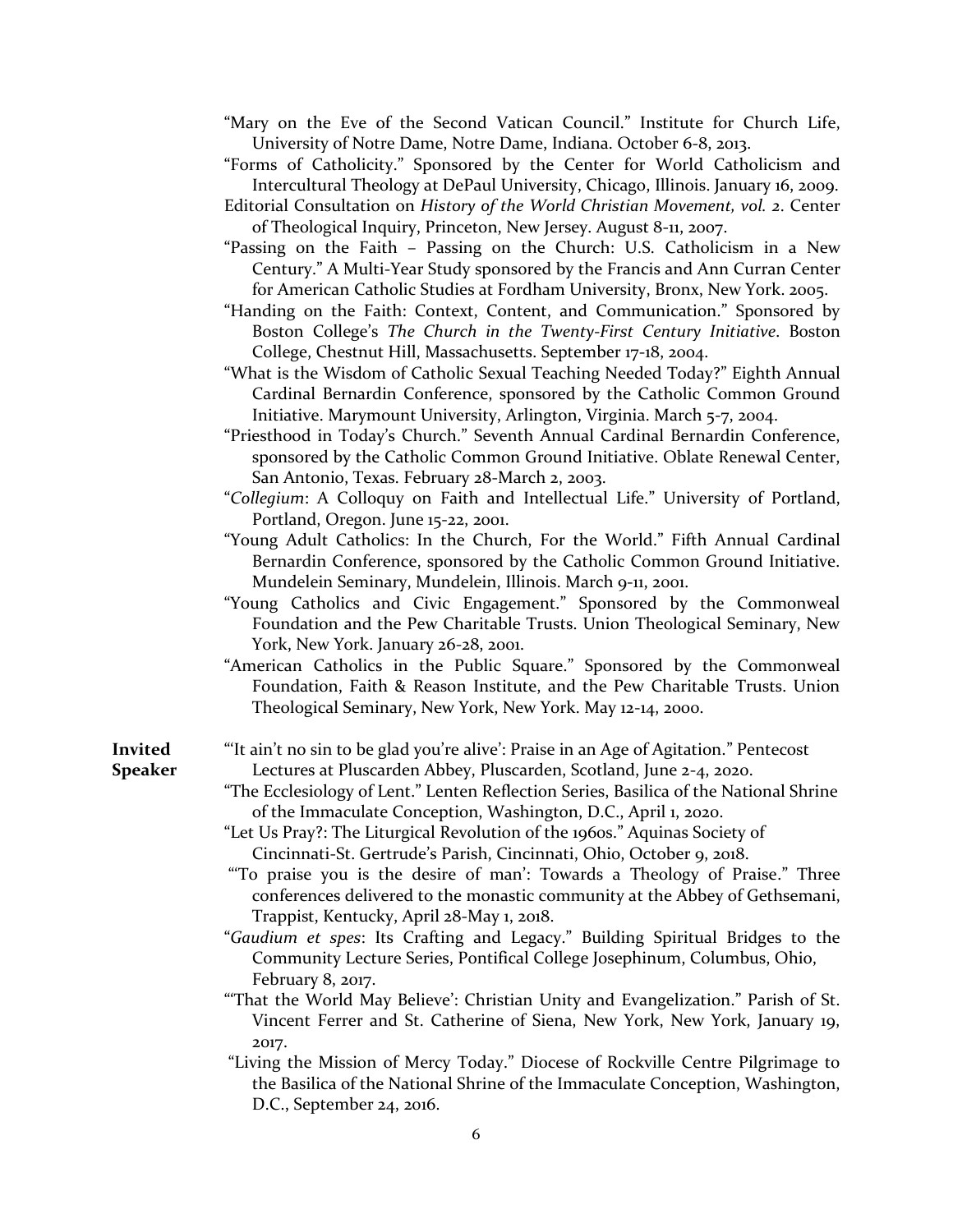"Mary on the Eve of the Second Vatican Council." Institute for Church Life, University of Notre Dame, Notre Dame, Indiana. October 6-8, 2013.

"Forms of Catholicity." Sponsored by the Center for World Catholicism and Intercultural Theology at DePaul University, Chicago, Illinois. January 16, 2009.

Editorial Consultation on *History of the World Christian Movement, vol. 2*. Center of Theological Inquiry, Princeton, New Jersey. August 8-11, 2007.

"Passing on the Faith – Passing on the Church: U.S. Catholicism in a New Century." A Multi-Year Study sponsored by the Francis and Ann Curran Center for American Catholic Studies at Fordham University, Bronx, New York. 2005.

"Handing on the Faith: Context, Content, and Communication." Sponsored by Boston College's *The Church in the Twenty-First Century Initiative*. Boston College, Chestnut Hill, Massachusetts. September 17-18, 2004.

"What is the Wisdom of Catholic Sexual Teaching Needed Today?" Eighth Annual Cardinal Bernardin Conference, sponsored by the Catholic Common Ground Initiative. Marymount University, Arlington, Virginia. March 5-7, 2004.

"Priesthood in Today's Church." Seventh Annual Cardinal Bernardin Conference, sponsored by the Catholic Common Ground Initiative. Oblate Renewal Center, San Antonio, Texas. February 28-March 2, 2003.

"*Collegium*: A Colloquy on Faith and Intellectual Life." University of Portland, Portland, Oregon. June 15-22, 2001.

"Young Adult Catholics: In the Church, For the World." Fifth Annual Cardinal Bernardin Conference, sponsored by the Catholic Common Ground Initiative. Mundelein Seminary, Mundelein, Illinois. March 9-11, 2001.

"Young Catholics and Civic Engagement." Sponsored by the Commonweal Foundation and the Pew Charitable Trusts. Union Theological Seminary, New York, New York. January 26-28, 2001.

"American Catholics in the Public Square." Sponsored by the Commonweal Foundation, Faith & Reason Institute, and the Pew Charitable Trusts. Union Theological Seminary, New York, New York. May 12-14, 2000.

**Invited Speaker**

"'It ain't no sin to be glad you're alive': Praise in an Age of Agitation." Pentecost Lectures at Pluscarden Abbey, Pluscarden, Scotland, June 2-4, 2020.

"The Ecclesiology of Lent." Lenten Reflection Series, Basilica of the National Shrine of the Immaculate Conception, Washington, D.C., April 1, 2020.

"Let Us Pray?: The Liturgical Revolution of the 1960s." Aquinas Society of Cincinnati-St. Gertrude's Parish, Cincinnati, Ohio, October 9, 2018.

"'To praise you is the desire of man': Towards a Theology of Praise." Three conferences delivered to the monastic community at the Abbey of Gethsemani, Trappist, Kentucky, April 28-May 1, 2018.

"*Gaudium et spes*: Its Crafting and Legacy." Building Spiritual Bridges to the Community Lecture Series, Pontifical College Josephinum, Columbus, Ohio, February 8, 2017.

"'That the World May Believe': Christian Unity and Evangelization." Parish of St. Vincent Ferrer and St. Catherine of Siena, New York, New York, January 19, 2017.

"Living the Mission of Mercy Today." Diocese of Rockville Centre Pilgrimage to the Basilica of the National Shrine of the Immaculate Conception, Washington, D.C., September 24, 2016.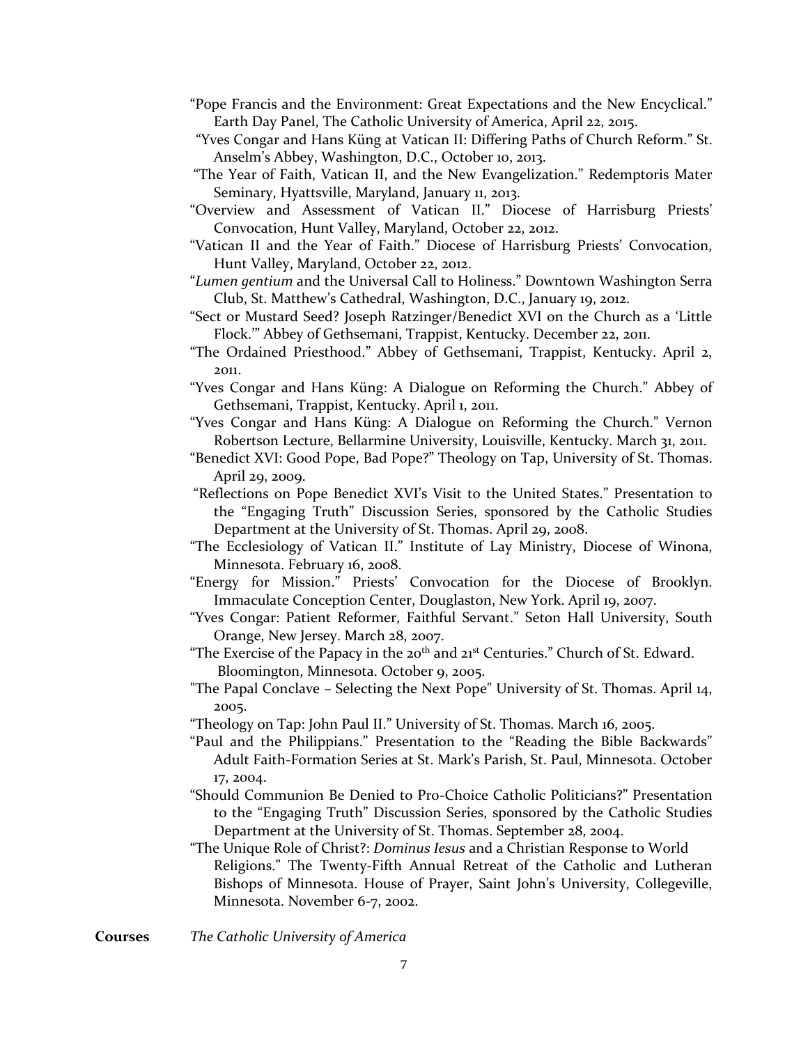"Pope Francis and the Environment: Great Expectations and the New Encyclical." Earth Day Panel, The Catholic University of America, April 22, 2015.

"Yves Congar and Hans Küng at Vatican II: Differing Paths of Church Reform." St. Anselm's Abbey, Washington, D.C., October 10, 2013.

"The Year of Faith, Vatican II, and the New Evangelization." Redemptoris Mater Seminary, Hyattsville, Maryland, January 11, 2013.

"Overview and Assessment of Vatican II." Diocese of Harrisburg Priests' Convocation, Hunt Valley, Maryland, October 22, 2012.

"Vatican II and the Year of Faith." Diocese of Harrisburg Priests' Convocation, Hunt Valley, Maryland, October 22, 2012.

"*Lumen gentium* and the Universal Call to Holiness." Downtown Washington Serra Club, St. Matthew's Cathedral, Washington, D.C., January 19, 2012.

"Sect or Mustard Seed? Joseph Ratzinger/Benedict XVI on the Church as a 'Little Flock.'" Abbey of Gethsemani, Trappist, Kentucky. December 22, 2011.

"The Ordained Priesthood." Abbey of Gethsemani, Trappist, Kentucky. April 2, 2011.

"Yves Congar and Hans Küng: A Dialogue on Reforming the Church." Abbey of Gethsemani, Trappist, Kentucky. April 1, 2011.

"Yves Congar and Hans Küng: A Dialogue on Reforming the Church." Vernon Robertson Lecture, Bellarmine University, Louisville, Kentucky. March 31, 2011.

"Benedict XVI: Good Pope, Bad Pope?" Theology on Tap, University of St. Thomas. April 29, 2009.

"Reflections on Pope Benedict XVI's Visit to the United States." Presentation to the "Engaging Truth" Discussion Series, sponsored by the Catholic Studies Department at the University of St. Thomas. April 29, 2008.

"The Ecclesiology of Vatican II." Institute of Lay Ministry, Diocese of Winona, Minnesota. February 16, 2008.

"Energy for Mission." Priests' Convocation for the Diocese of Brooklyn. Immaculate Conception Center, Douglaston, New York. April 19, 2007.

"Yves Congar: Patient Reformer, Faithful Servant." Seton Hall University, South Orange, New Jersey. March 28, 2007.

"The Exercise of the Papacy in the 20th and 21st Centuries." Church of St. Edward. Bloomington, Minnesota. October 9, 2005.

"The Papal Conclave – Selecting the Next Pope" University of St. Thomas. April 14, 2005.

"Theology on Tap: John Paul II." University of St. Thomas. March 16, 2005.

"Paul and the Philippians." Presentation to the "Reading the Bible Backwards" Adult Faith-Formation Series at St. Mark's Parish, St. Paul, Minnesota. October 17, 2004.

"Should Communion Be Denied to Pro-Choice Catholic Politicians?" Presentation to the "Engaging Truth" Discussion Series, sponsored by the Catholic Studies Department at the University of St. Thomas. September 28, 2004.

"The Unique Role of Christ?: *Dominus Iesus* and a Christian Response to World Religions." The Twenty-Fifth Annual Retreat of the Catholic and Lutheran Bishops of Minnesota. House of Prayer, Saint John's University, Collegeville, Minnesota. November 6-7, 2002.

**Courses** *The Catholic University of America*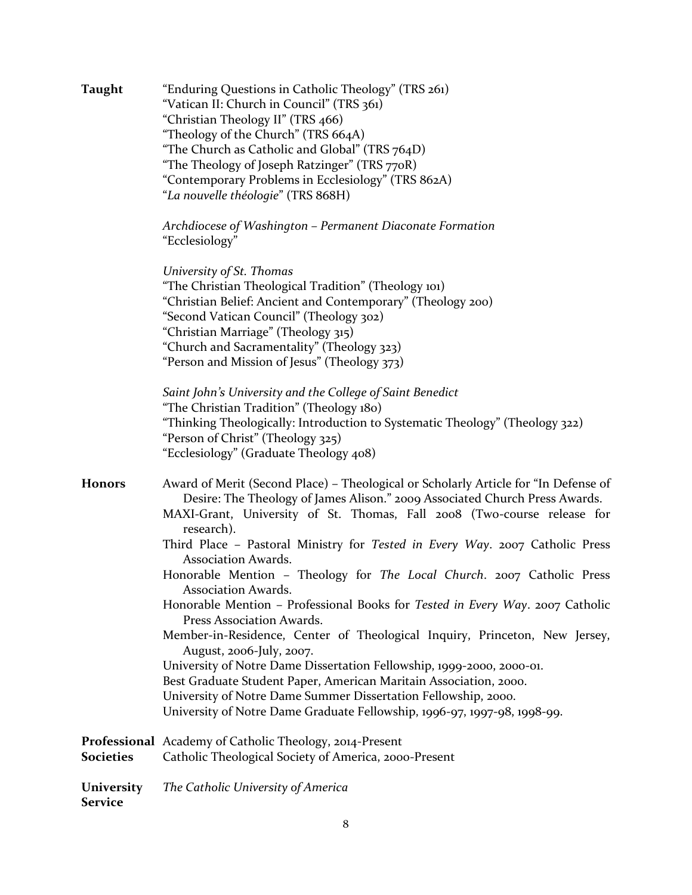**Taught**

"Enduring Questions in Catholic Theology" (TRS 261)
"Vatican II: Church in Council" (TRS 361)
"Christian Theology II" (TRS 466)
"Theology of the Church" (TRS 664A)
"The Church as Catholic and Global" (TRS 764D)
"The Theology of Joseph Ratzinger" (TRS 770R)
"Contemporary Problems in Ecclesiology" (TRS 862A)
"*La nouvelle théologie*" (TRS 868H)

*Archdiocese of Washington – Permanent Diaconate Formation*
"Ecclesiology"

*University of St. Thomas*
"The Christian Theological Tradition" (Theology 101)
"Christian Belief: Ancient and Contemporary" (Theology 200)
"Second Vatican Council" (Theology 302)
"Christian Marriage" (Theology 315)
"Church and Sacramentality" (Theology 323)
"Person and Mission of Jesus" (Theology 373)

*Saint John's University and the College of Saint Benedict*
"The Christian Tradition" (Theology 180)
"Thinking Theologically: Introduction to Systematic Theology" (Theology 322)
"Person of Christ" (Theology 325)
"Ecclesiology" (Graduate Theology 408)

**Honors**

Award of Merit (Second Place) – Theological or Scholarly Article for "In Defense of Desire: The Theology of James Alison." 2009 Associated Church Press Awards.
MAXI-Grant, University of St. Thomas, Fall 2008 (Two-course release for research).
Third Place – Pastoral Ministry for *Tested in Every Way*. 2007 Catholic Press Association Awards.
Honorable Mention – Theology for *The Local Church*. 2007 Catholic Press Association Awards.
Honorable Mention – Professional Books for *Tested in Every Way*. 2007 Catholic Press Association Awards.
Member-in-Residence, Center of Theological Inquiry, Princeton, New Jersey, August, 2006-July, 2007.
University of Notre Dame Dissertation Fellowship, 1999-2000, 2000-01.
Best Graduate Student Paper, American Maritain Association, 2000.
University of Notre Dame Summer Dissertation Fellowship, 2000.
University of Notre Dame Graduate Fellowship, 1996-97, 1997-98, 1998-99.

**Professional Societies**

Academy of Catholic Theology, 2014-Present
Catholic Theological Society of America, 2000-Present

**University Service**

*The Catholic University of America*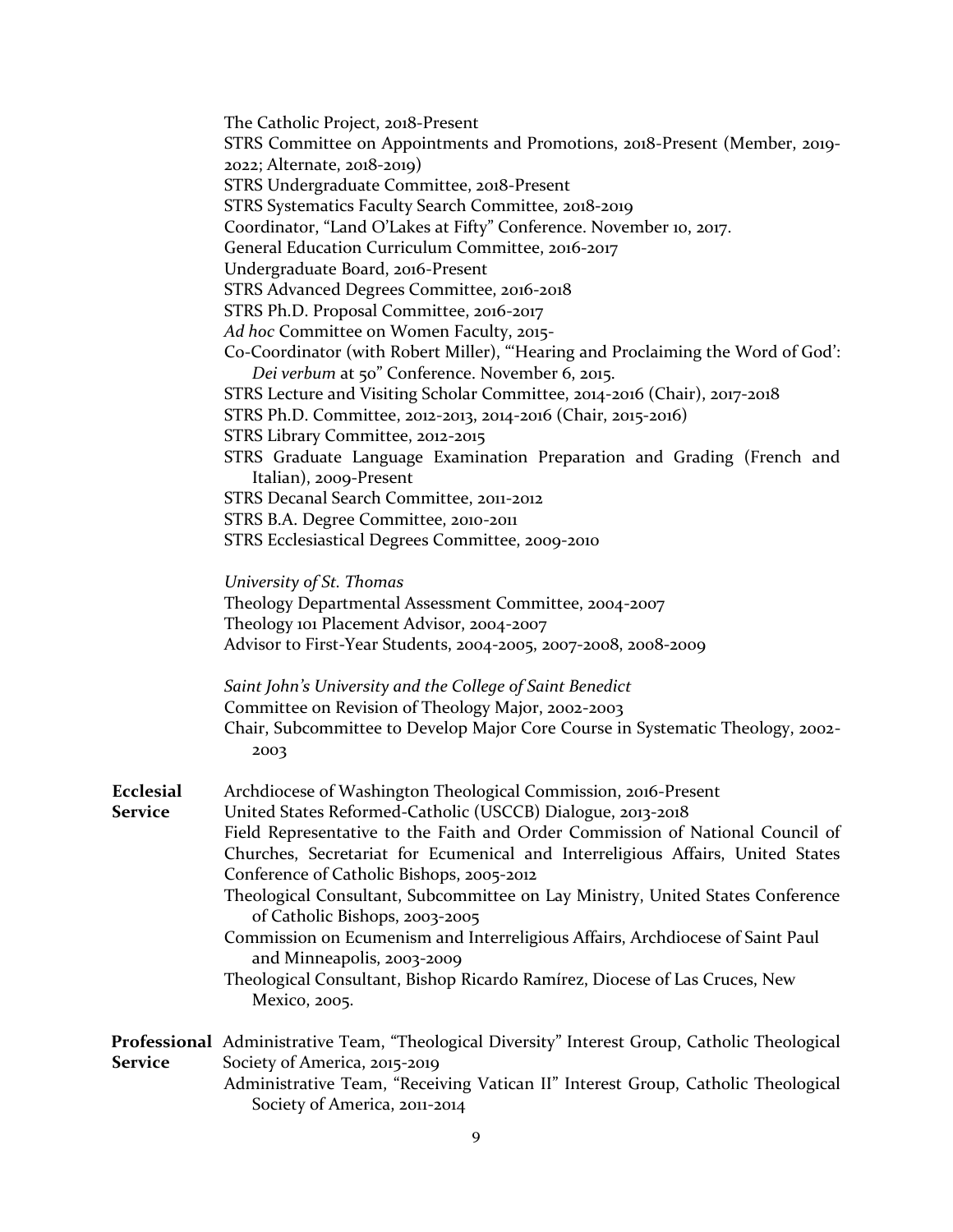The Catholic Project, 2018-Present
STRS Committee on Appointments and Promotions, 2018-Present (Member, 2019-2022; Alternate, 2018-2019)
STRS Undergraduate Committee, 2018-Present
STRS Systematics Faculty Search Committee, 2018-2019
Coordinator, "Land O'Lakes at Fifty" Conference. November 10, 2017.
General Education Curriculum Committee, 2016-2017
Undergraduate Board, 2016-Present
STRS Advanced Degrees Committee, 2016-2018
STRS Ph.D. Proposal Committee, 2016-2017
*Ad hoc* Committee on Women Faculty, 2015-
Co-Coordinator (with Robert Miller), "'Hearing and Proclaiming the Word of God': *Dei verbum* at 50" Conference. November 6, 2015.
STRS Lecture and Visiting Scholar Committee, 2014-2016 (Chair), 2017-2018
STRS Ph.D. Committee, 2012-2013, 2014-2016 (Chair, 2015-2016)
STRS Library Committee, 2012-2015
STRS Graduate Language Examination Preparation and Grading (French and Italian), 2009-Present
STRS Decanal Search Committee, 2011-2012
STRS B.A. Degree Committee, 2010-2011
STRS Ecclesiastical Degrees Committee, 2009-2010

*University of St. Thomas*
Theology Departmental Assessment Committee, 2004-2007
Theology 101 Placement Advisor, 2004-2007
Advisor to First-Year Students, 2004-2005, 2007-2008, 2008-2009

*Saint John's University and the College of Saint Benedict*
Committee on Revision of Theology Major, 2002-2003
Chair, Subcommittee to Develop Major Core Course in Systematic Theology, 2002-2003

**Ecclesial Service**

Archdiocese of Washington Theological Commission, 2016-Present
United States Reformed-Catholic (USCCB) Dialogue, 2013-2018
Field Representative to the Faith and Order Commission of National Council of Churches, Secretariat for Ecumenical and Interreligious Affairs, United States Conference of Catholic Bishops, 2005-2012
Theological Consultant, Subcommittee on Lay Ministry, United States Conference of Catholic Bishops, 2003-2005
Commission on Ecumenism and Interreligious Affairs, Archdiocese of Saint Paul and Minneapolis, 2003-2009
Theological Consultant, Bishop Ricardo Ramírez, Diocese of Las Cruces, New Mexico, 2005.

**Professional Service**

Administrative Team, "Theological Diversity" Interest Group, Catholic Theological Society of America, 2015-2019
Administrative Team, "Receiving Vatican II" Interest Group, Catholic Theological Society of America, 2011-2014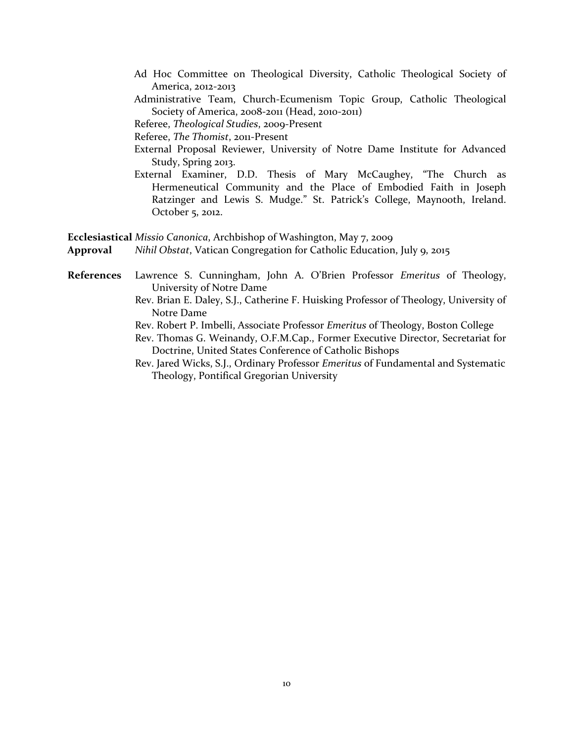Ad Hoc Committee on Theological Diversity, Catholic Theological Society of America, 2012-2013

Administrative Team, Church-Ecumenism Topic Group, Catholic Theological Society of America, 2008-2011 (Head, 2010-2011)

Referee, *Theological Studies*, 2009-Present

Referee, *The Thomist*, 2011-Present

External Proposal Reviewer, University of Notre Dame Institute for Advanced Study, Spring 2013.

External Examiner, D.D. Thesis of Mary McCaughey, "The Church as Hermeneutical Community and the Place of Embodied Faith in Joseph Ratzinger and Lewis S. Mudge." St. Patrick's College, Maynooth, Ireland. October 5, 2012.

**Ecclesiastical Approval**

*Missio Canonica*, Archbishop of Washington, May 7, 2009

*Nihil Obstat*, Vatican Congregation for Catholic Education, July 9, 2015

**References**

Lawrence S. Cunningham, John A. O'Brien Professor *Emeritus* of Theology, University of Notre Dame

Rev. Brian E. Daley, S.J., Catherine F. Huisking Professor of Theology, University of Notre Dame

Rev. Robert P. Imbelli, Associate Professor *Emeritus* of Theology, Boston College

Rev. Thomas G. Weinandy, O.F.M.Cap., Former Executive Director, Secretariat for Doctrine, United States Conference of Catholic Bishops

Rev. Jared Wicks, S.J., Ordinary Professor *Emeritus* of Fundamental and Systematic Theology, Pontifical Gregorian University